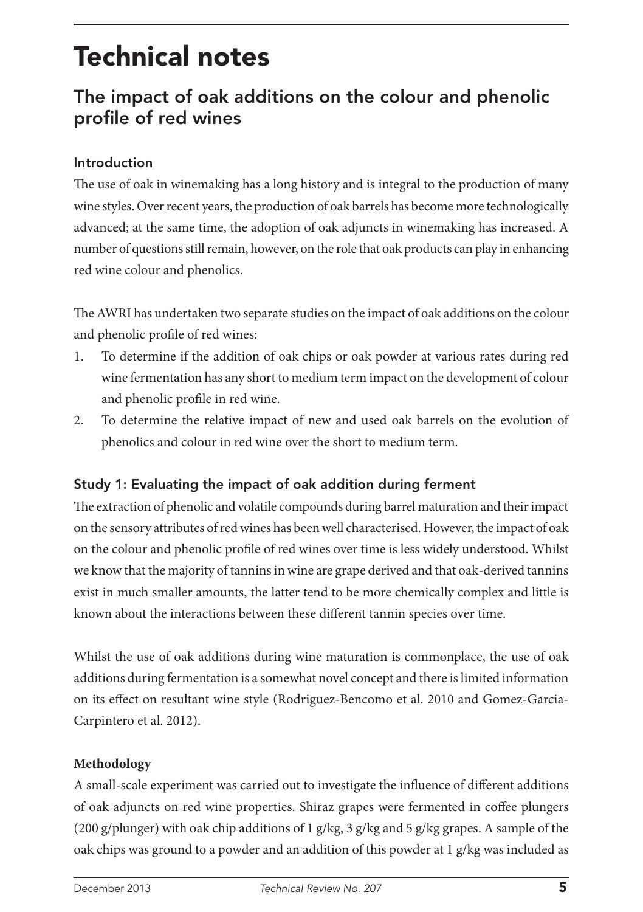# Technical notes

## The impact of oak additions on the colour and phenolic profile of red wines

### Introduction

The use of oak in winemaking has a long history and is integral to the production of many wine styles. Over recent years, the production of oak barrels has become more technologically advanced; at the same time, the adoption of oak adjuncts in winemaking has increased. A number of questions still remain, however, on the role that oak products can play in enhancing red wine colour and phenolics.

The AWRI has undertaken two separate studies on the impact of oak additions on the colour and phenolic profile of red wines:

1. To determine if the addition of oak chips or oak powder at various rates during red wine fermentation has any short to medium term impact on the development of colour and phenolic profile in red wine.
2. To determine the relative impact of new and used oak barrels on the evolution of phenolics and colour in red wine over the short to medium term.

### Study 1: Evaluating the impact of oak addition during ferment

The extraction of phenolic and volatile compounds during barrel maturation and their impact on the sensory attributes of red wines has been well characterised. However, the impact of oak on the colour and phenolic profile of red wines over time is less widely understood. Whilst we know that the majority of tannins in wine are grape derived and that oak-derived tannins exist in much smaller amounts, the latter tend to be more chemically complex and little is known about the interactions between these different tannin species over time.

Whilst the use of oak additions during wine maturation is commonplace, the use of oak additions during fermentation is a somewhat novel concept and there is limited information on its effect on resultant wine style (Rodriguez-Bencomo et al. 2010 and Gomez-Garcia-Carpintero et al. 2012).

**Methodology**

A small-scale experiment was carried out to investigate the influence of different additions of oak adjuncts on red wine properties. Shiraz grapes were fermented in coffee plungers (200 g/plunger) with oak chip additions of 1 g/kg, 3 g/kg and 5 g/kg grapes. A sample of the oak chips was ground to a powder and an addition of this powder at 1 g/kg was included as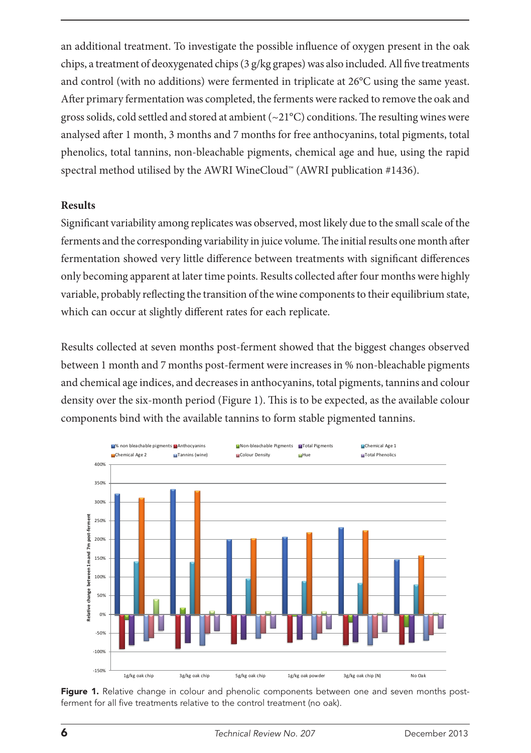an additional treatment. To investigate the possible influence of oxygen present in the oak chips, a treatment of deoxygenated chips (3 g/kg grapes) was also included. All five treatments and control (with no additions) were fermented in triplicate at 26°C using the same yeast. After primary fermentation was completed, the ferments were racked to remove the oak and gross solids, cold settled and stored at ambient (~21°C) conditions. The resulting wines were analysed after 1 month, 3 months and 7 months for free anthocyanins, total pigments, total phenolics, total tannins, non-bleachable pigments, chemical age and hue, using the rapid spectral method utilised by the AWRI WineCloud™ (AWRI publication #1436).

**Results**

Significant variability among replicates was observed, most likely due to the small scale of the ferments and the corresponding variability in juice volume. The initial results one month after fermentation showed very little difference between treatments with significant differences only becoming apparent at later time points. Results collected after four months were highly variable, probably reflecting the transition of the wine components to their equilibrium state, which can occur at slightly different rates for each replicate.

Results collected at seven months post-ferment showed that the biggest changes observed between 1 month and 7 months post-ferment were increases in % non-bleachable pigments and chemical age indices, and decreases in anthocyanins, total pigments, tannins and colour density over the six-month period (Figure 1). This is to be expected, as the available colour components bind with the available tannins to form stable pigmented tannins.

**Figure 1.** Relative change in colour and phenolic components between one and seven months post-ferment for all five treatments relative to the control treatment (no oak).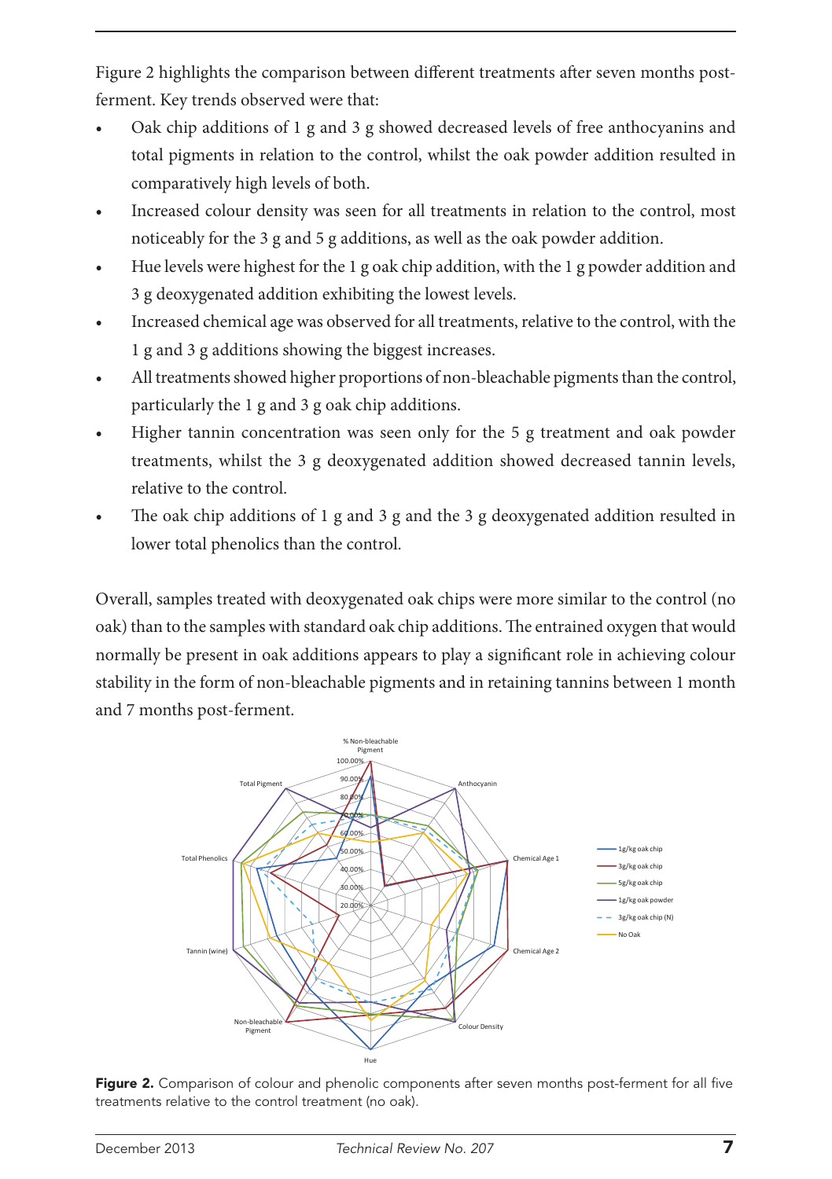Figure 2 highlights the comparison between different treatments after seven months post-ferment. Key trends observed were that:

- Oak chip additions of 1 g and 3 g showed decreased levels of free anthocyanins and total pigments in relation to the control, whilst the oak powder addition resulted in comparatively high levels of both.
- Increased colour density was seen for all treatments in relation to the control, most noticeably for the 3 g and 5 g additions, as well as the oak powder addition.
- Hue levels were highest for the 1 g oak chip addition, with the 1 g powder addition and 3 g deoxygenated addition exhibiting the lowest levels.
- Increased chemical age was observed for all treatments, relative to the control, with the 1 g and 3 g additions showing the biggest increases.
- All treatments showed higher proportions of non-bleachable pigments than the control, particularly the 1 g and 3 g oak chip additions.
- Higher tannin concentration was seen only for the 5 g treatment and oak powder treatments, whilst the 3 g deoxygenated addition showed decreased tannin levels, relative to the control.
- The oak chip additions of 1 g and 3 g and the 3 g deoxygenated addition resulted in lower total phenolics than the control.

Overall, samples treated with deoxygenated oak chips were more similar to the control (no oak) than to the samples with standard oak chip additions. The entrained oxygen that would normally be present in oak additions appears to play a significant role in achieving colour stability in the form of non-bleachable pigments and in retaining tannins between 1 month and 7 months post-ferment.

**Figure 2.** Comparison of colour and phenolic components after seven months post-ferment for all five treatments relative to the control treatment (no oak).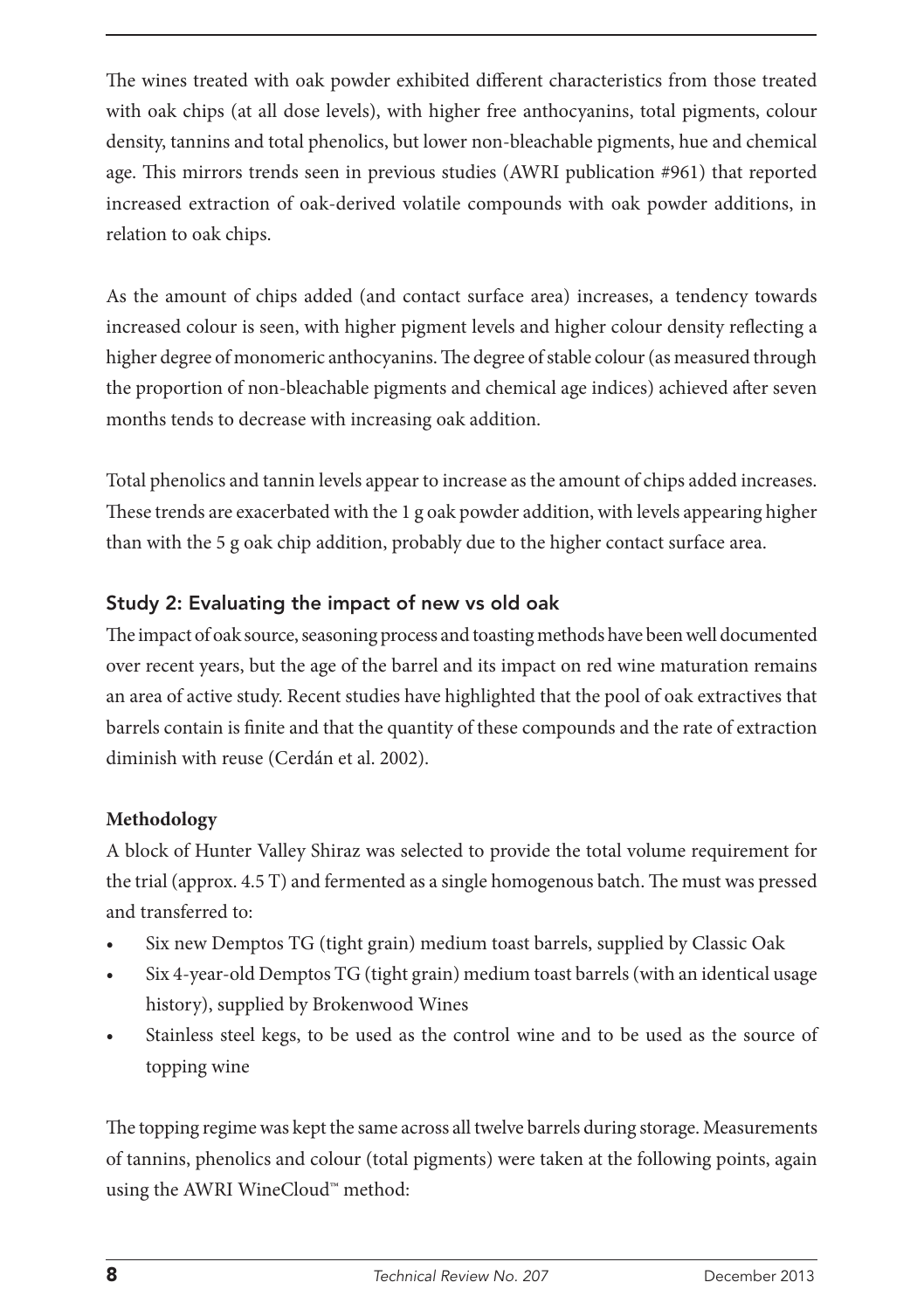The wines treated with oak powder exhibited different characteristics from those treated with oak chips (at all dose levels), with higher free anthocyanins, total pigments, colour density, tannins and total phenolics, but lower non-bleachable pigments, hue and chemical age. This mirrors trends seen in previous studies (AWRI publication #961) that reported increased extraction of oak-derived volatile compounds with oak powder additions, in relation to oak chips.

As the amount of chips added (and contact surface area) increases, a tendency towards increased colour is seen, with higher pigment levels and higher colour density reflecting a higher degree of monomeric anthocyanins. The degree of stable colour (as measured through the proportion of non-bleachable pigments and chemical age indices) achieved after seven months tends to decrease with increasing oak addition.

Total phenolics and tannin levels appear to increase as the amount of chips added increases. These trends are exacerbated with the 1 g oak powder addition, with levels appearing higher than with the 5 g oak chip addition, probably due to the higher contact surface area.

## Study 2: Evaluating the impact of new vs old oak

The impact of oak source, seasoning process and toasting methods have been well documented over recent years, but the age of the barrel and its impact on red wine maturation remains an area of active study. Recent studies have highlighted that the pool of oak extractives that barrels contain is finite and that the quantity of these compounds and the rate of extraction diminish with reuse (Cerdán et al. 2002).

**Methodology**

A block of Hunter Valley Shiraz was selected to provide the total volume requirement for the trial (approx. 4.5 T) and fermented as a single homogenous batch. The must was pressed and transferred to:

- Six new Demptos TG (tight grain) medium toast barrels, supplied by Classic Oak
- Six 4-year-old Demptos TG (tight grain) medium toast barrels (with an identical usage history), supplied by Brokenwood Wines
- Stainless steel kegs, to be used as the control wine and to be used as the source of topping wine

The topping regime was kept the same across all twelve barrels during storage. Measurements of tannins, phenolics and colour (total pigments) were taken at the following points, again using the AWRI WineCloud™ method: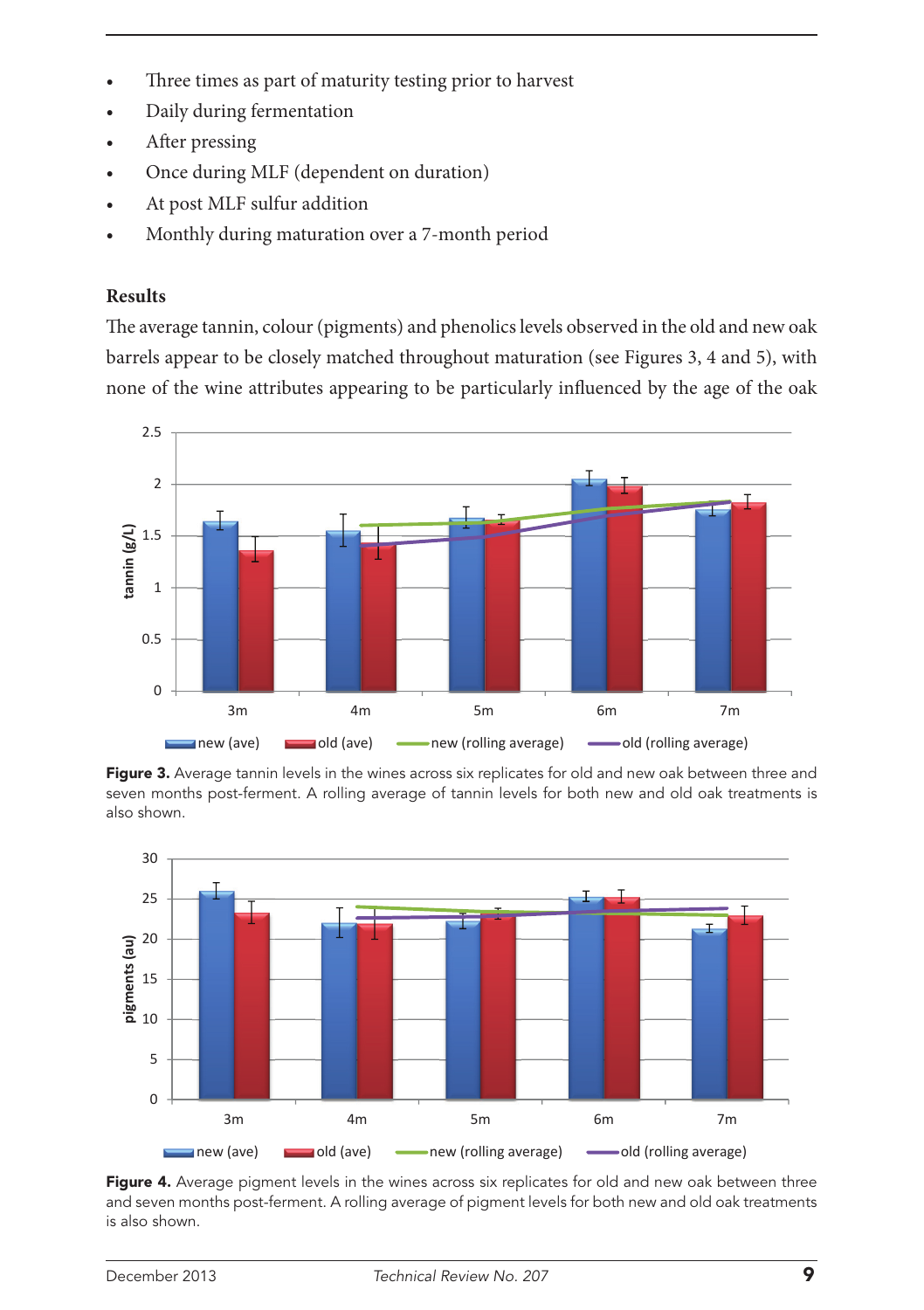- Three times as part of maturity testing prior to harvest
- Daily during fermentation
- After pressing
- Once during MLF (dependent on duration)
- At post MLF sulfur addition
- Monthly during maturation over a 7-month period

**Results**

The average tannin, colour (pigments) and phenolics levels observed in the old and new oak barrels appear to be closely matched throughout maturation (see Figures 3, 4 and 5), with none of the wine attributes appearing to be particularly influenced by the age of the oak

**Figure 3.** Average tannin levels in the wines across six replicates for old and new oak between three and seven months post-ferment. A rolling average of tannin levels for both new and old oak treatments is also shown.

**Figure 4.** Average pigment levels in the wines across six replicates for old and new oak between three and seven months post-ferment. A rolling average of pigment levels for both new and old oak treatments is also shown.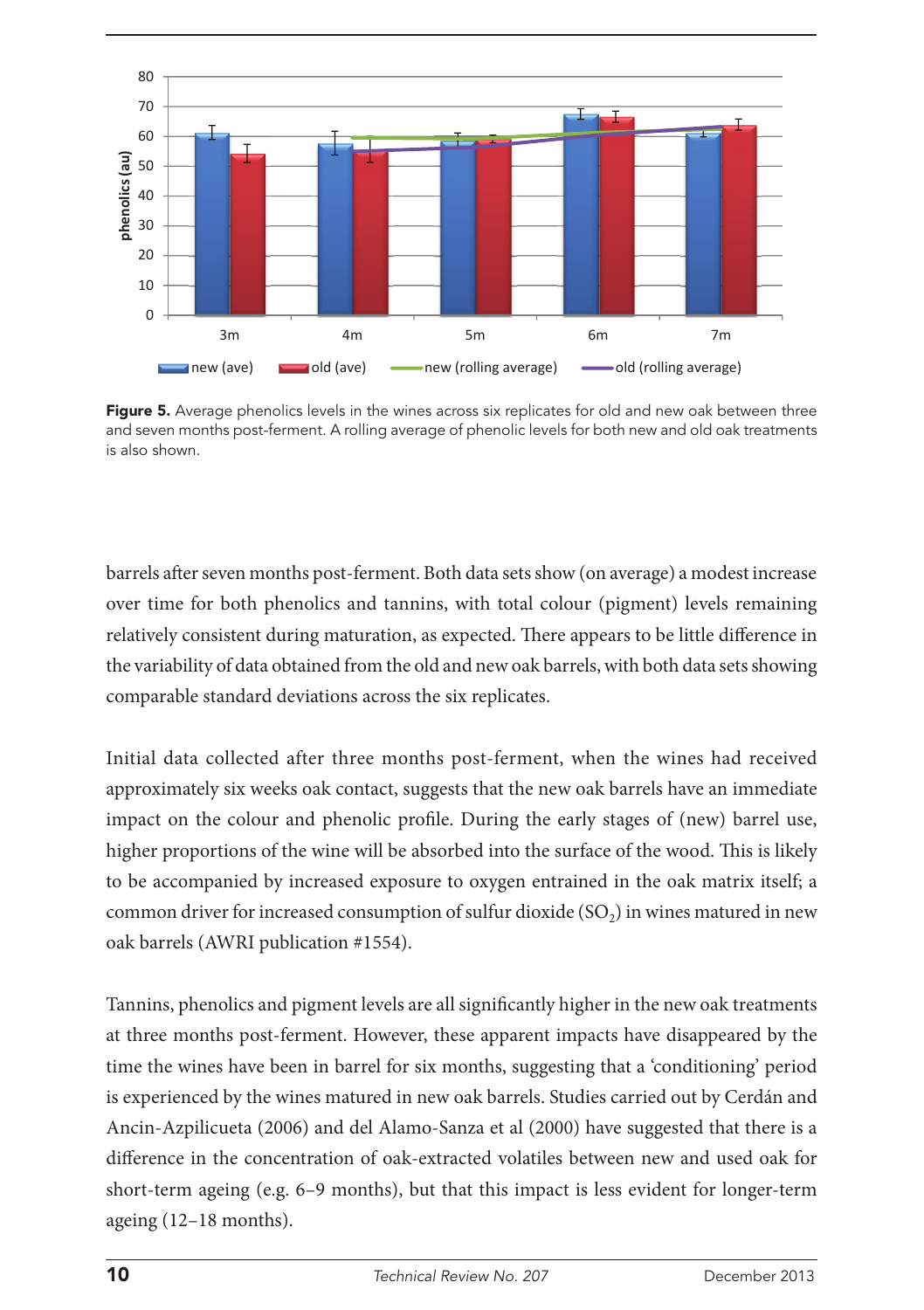**Figure 5.** Average phenolics levels in the wines across six replicates for old and new oak between three and seven months post-ferment. A rolling average of phenolic levels for both new and old oak treatments is also shown.

barrels after seven months post-ferment. Both data sets show (on average) a modest increase over time for both phenolics and tannins, with total colour (pigment) levels remaining relatively consistent during maturation, as expected. There appears to be little difference in the variability of data obtained from the old and new oak barrels, with both data sets showing comparable standard deviations across the six replicates.

Initial data collected after three months post-ferment, when the wines had received approximately six weeks oak contact, suggests that the new oak barrels have an immediate impact on the colour and phenolic profile. During the early stages of (new) barrel use, higher proportions of the wine will be absorbed into the surface of the wood. This is likely to be accompanied by increased exposure to oxygen entrained in the oak matrix itself; a common driver for increased consumption of sulfur dioxide ($SO_2$) in wines matured in new oak barrels (AWRI publication #1554).

Tannins, phenolics and pigment levels are all significantly higher in the new oak treatments at three months post-ferment. However, these apparent impacts have disappeared by the time the wines have been in barrel for six months, suggesting that a 'conditioning' period is experienced by the wines matured in new oak barrels. Studies carried out by Cerdán and Ancin-Azpilicueta (2006) and del Alamo-Sanza et al (2000) have suggested that there is a difference in the concentration of oak-extracted volatiles between new and used oak for short-term ageing (e.g. 6–9 months), but that this impact is less evident for longer-term ageing (12–18 months).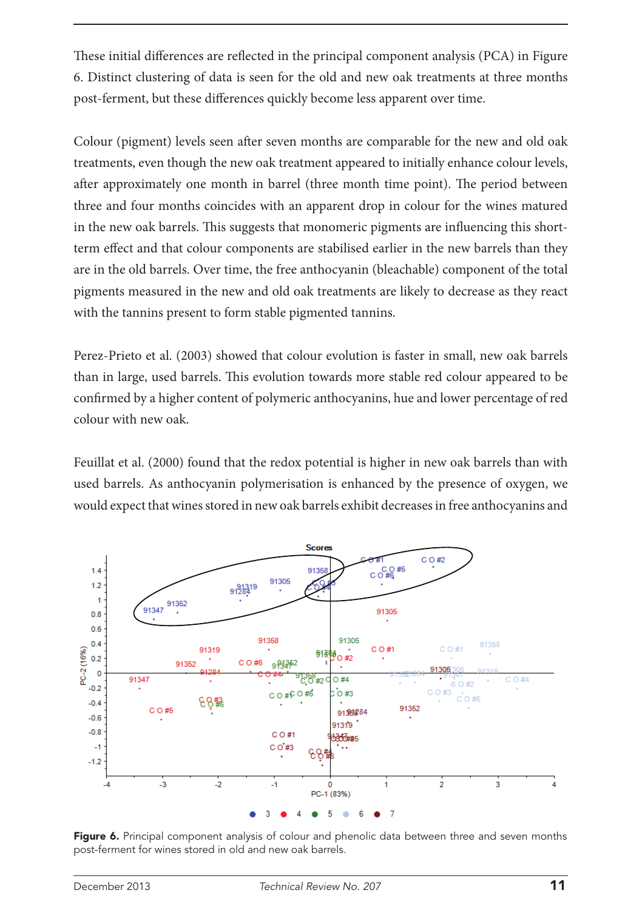These initial differences are reflected in the principal component analysis (PCA) in Figure 6. Distinct clustering of data is seen for the old and new oak treatments at three months post-ferment, but these differences quickly become less apparent over time.

Colour (pigment) levels seen after seven months are comparable for the new and old oak treatments, even though the new oak treatment appeared to initially enhance colour levels, after approximately one month in barrel (three month time point). The period between three and four months coincides with an apparent drop in colour for the wines matured in the new oak barrels. This suggests that monomeric pigments are influencing this short-term effect and that colour components are stabilised earlier in the new barrels than they are in the old barrels. Over time, the free anthocyanin (bleachable) component of the total pigments measured in the new and old oak treatments are likely to decrease as they react with the tannins present to form stable pigmented tannins.

Perez-Prieto et al. (2003) showed that colour evolution is faster in small, new oak barrels than in large, used barrels. This evolution towards more stable red colour appeared to be confirmed by a higher content of polymeric anthocyanins, hue and lower percentage of red colour with new oak.

Feuillat et al. (2000) found that the redox potential is higher in new oak barrels than with used barrels. As anthocyanin polymerisation is enhanced by the presence of oxygen, we would expect that wines stored in new oak barrels exhibit decreases in free anthocyanins and

**Figure 6.** Principal component analysis of colour and phenolic data between three and seven months post-ferment for wines stored in old and new oak barrels.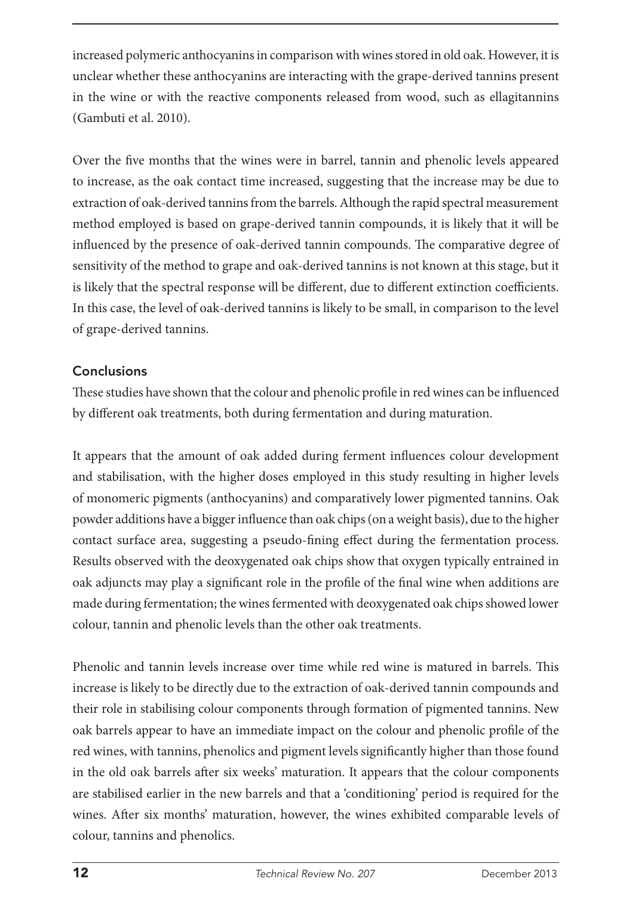increased polymeric anthocyanins in comparison with wines stored in old oak. However, it is unclear whether these anthocyanins are interacting with the grape-derived tannins present in the wine or with the reactive components released from wood, such as ellagitannins (Gambuti et al. 2010).

Over the five months that the wines were in barrel, tannin and phenolic levels appeared to increase, as the oak contact time increased, suggesting that the increase may be due to extraction of oak-derived tannins from the barrels. Although the rapid spectral measurement method employed is based on grape-derived tannin compounds, it is likely that it will be influenced by the presence of oak-derived tannin compounds. The comparative degree of sensitivity of the method to grape and oak-derived tannins is not known at this stage, but it is likely that the spectral response will be different, due to different extinction coefficients. In this case, the level of oak-derived tannins is likely to be small, in comparison to the level of grape-derived tannins.

## Conclusions

These studies have shown that the colour and phenolic profile in red wines can be influenced by different oak treatments, both during fermentation and during maturation.

It appears that the amount of oak added during ferment influences colour development and stabilisation, with the higher doses employed in this study resulting in higher levels of monomeric pigments (anthocyanins) and comparatively lower pigmented tannins. Oak powder additions have a bigger influence than oak chips (on a weight basis), due to the higher contact surface area, suggesting a pseudo-fining effect during the fermentation process. Results observed with the deoxygenated oak chips show that oxygen typically entrained in oak adjuncts may play a significant role in the profile of the final wine when additions are made during fermentation; the wines fermented with deoxygenated oak chips showed lower colour, tannin and phenolic levels than the other oak treatments.

Phenolic and tannin levels increase over time while red wine is matured in barrels. This increase is likely to be directly due to the extraction of oak-derived tannin compounds and their role in stabilising colour components through formation of pigmented tannins. New oak barrels appear to have an immediate impact on the colour and phenolic profile of the red wines, with tannins, phenolics and pigment levels significantly higher than those found in the old oak barrels after six weeks' maturation. It appears that the colour components are stabilised earlier in the new barrels and that a 'conditioning' period is required for the wines. After six months' maturation, however, the wines exhibited comparable levels of colour, tannins and phenolics.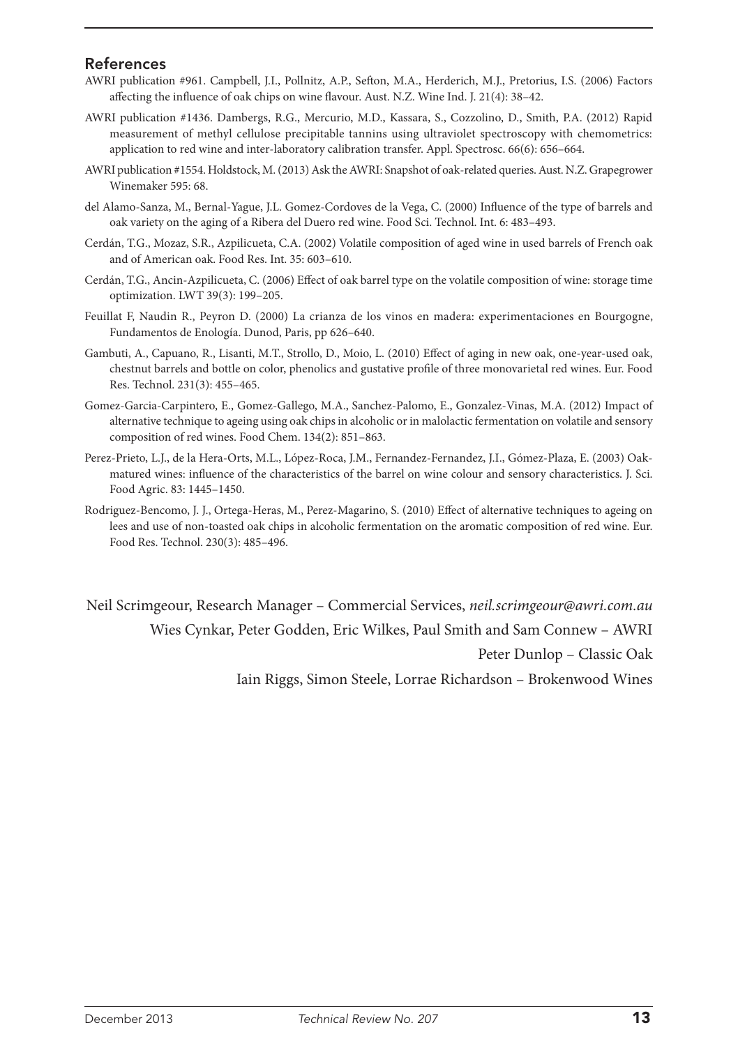## References

AWRI publication #961. Campbell, J.I., Pollnitz, A.P., Sefton, M.A., Herderich, M.J., Pretorius, I.S. (2006) Factors affecting the influence of oak chips on wine flavour. Aust. N.Z. Wine Ind. J. 21(4): 38–42.

AWRI publication #1436. Dambergs, R.G., Mercurio, M.D., Kassara, S., Cozzolino, D., Smith, P.A. (2012) Rapid measurement of methyl cellulose precipitable tannins using ultraviolet spectroscopy with chemometrics: application to red wine and inter-laboratory calibration transfer. Appl. Spectrosc. 66(6): 656–664.

AWRI publication #1554. Holdstock, M. (2013) Ask the AWRI: Snapshot of oak-related queries. Aust. N.Z. Grapegrower Winemaker 595: 68.

del Alamo-Sanza, M., Bernal-Yague, J.L. Gomez-Cordoves de la Vega, C. (2000) Influence of the type of barrels and oak variety on the aging of a Ribera del Duero red wine. Food Sci. Technol. Int. 6: 483–493.

Cerdán, T.G., Mozaz, S.R., Azpilicueta, C.A. (2002) Volatile composition of aged wine in used barrels of French oak and of American oak. Food Res. Int. 35: 603–610.

Cerdán, T.G., Ancin-Azpilicueta, C. (2006) Effect of oak barrel type on the volatile composition of wine: storage time optimization. LWT 39(3): 199–205.

Feuillat F, Naudin R., Peyron D. (2000) La crianza de los vinos en madera: experimentaciones en Bourgogne, Fundamentos de Enología. Dunod, Paris, pp 626–640.

Gambuti, A., Capuano, R., Lisanti, M.T., Strollo, D., Moio, L. (2010) Effect of aging in new oak, one-year-used oak, chestnut barrels and bottle on color, phenolics and gustative profile of three monovarietal red wines. Eur. Food Res. Technol. 231(3): 455–465.

Gomez-Garcia-Carpintero, E., Gomez-Gallego, M.A., Sanchez-Palomo, E., Gonzalez-Vinas, M.A. (2012) Impact of alternative technique to ageing using oak chips in alcoholic or in malolactic fermentation on volatile and sensory composition of red wines. Food Chem. 134(2): 851–863.

Perez-Prieto, L.J., de la Hera-Orts, M.L., López-Roca, J.M., Fernandez-Fernandez, J.I., Gómez-Plaza, E. (2003) Oak-matured wines: influence of the characteristics of the barrel on wine colour and sensory characteristics. J. Sci. Food Agric. 83: 1445–1450.

Rodriguez-Bencomo, J. J., Ortega-Heras, M., Perez-Magarino, S. (2010) Effect of alternative techniques to ageing on lees and use of non-toasted oak chips in alcoholic fermentation on the aromatic composition of red wine. Eur. Food Res. Technol. 230(3): 485–496.

Neil Scrimgeour, Research Manager – Commercial Services, *neil.scrimgeour@awri.com.au*

Wies Cynkar, Peter Godden, Eric Wilkes, Paul Smith and Sam Connew – AWRI

Peter Dunlop – Classic Oak

Iain Riggs, Simon Steele, Lorrae Richardson – Brokenwood Wines